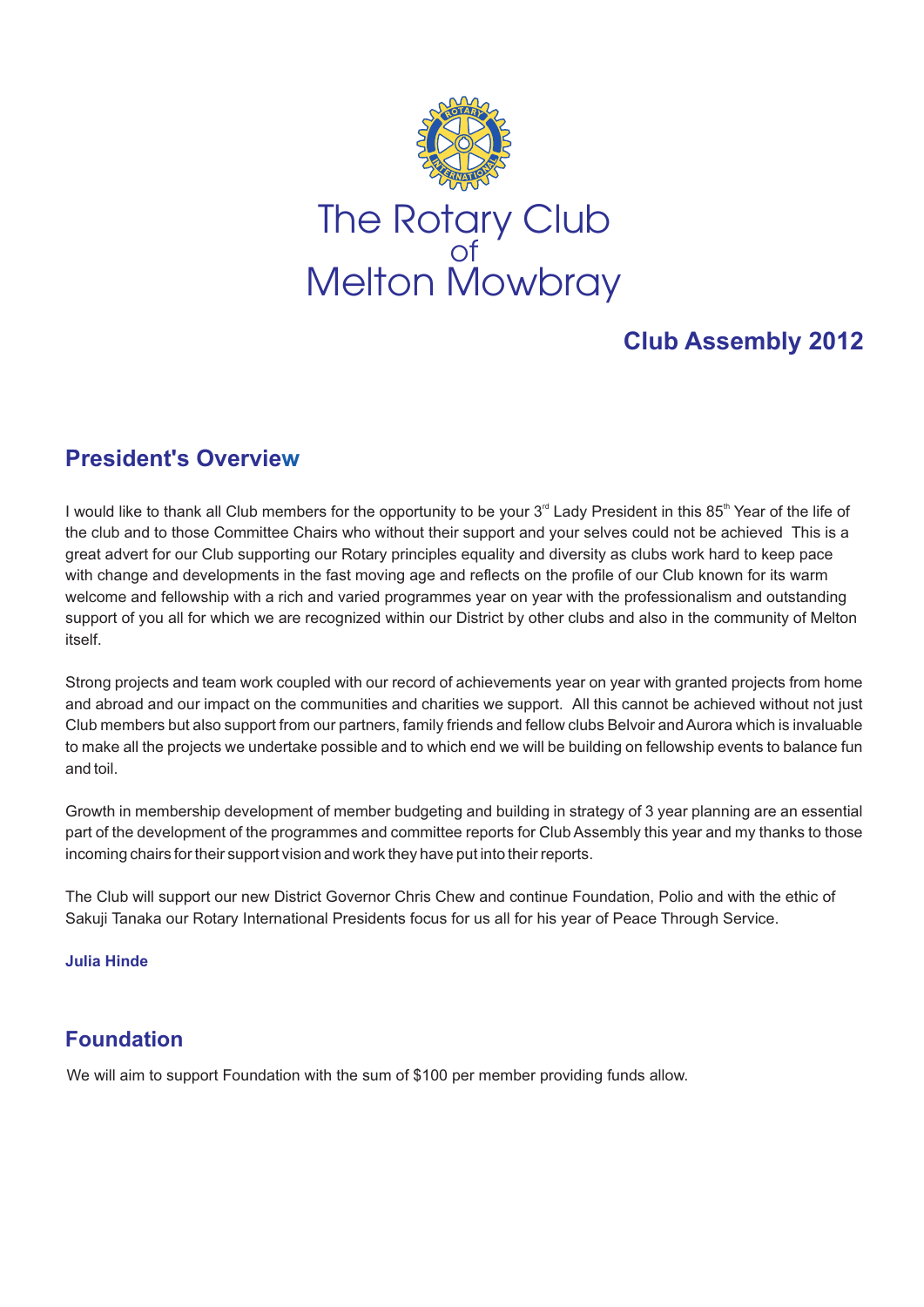# The Rotary Club of Melton Mowbray

## Club Assembly 2012

## President's Overview

I would like to thank all Club members for the opportunity to be your 3rd Lady President in this 85th Year of the life of the club and to those Committee Chairs who without their support and your selves could not be achieved This is a great advert for our Club supporting our Rotary principles equality and diversity as clubs work hard to keep pace with change and developments in the fast moving age and reflects on the profile of our Club known for its warm welcome and fellowship with a rich and varied programmes year on year with the professionalism and outstanding support of you all for which we are recognized within our District by other clubs and also in the community of Melton itself.

Strong projects and team work coupled with our record of achievements year on year with granted projects from home and abroad and our impact on the communities and charities we support. All this cannot be achieved without not just Club members but also support from our partners, family friends and fellow clubs Belvoir and Aurora which is invaluable to make all the projects we undertake possible and to which end we will be building on fellowship events to balance fun and toil.

Growth in membership development of member budgeting and building in strategy of 3 year planning are an essential part of the development of the programmes and committee reports for Club Assembly this year and my thanks to those incoming chairs for their support vision and work they have put into their reports.

The Club will support our new District Governor Chris Chew and continue Foundation, Polio and with the ethic of Sakuji Tanaka our Rotary International Presidents focus for us all for his year of Peace Through Service.

**Julia Hinde**

## Foundation

We will aim to support Foundation with the sum of $100 per member providing funds allow.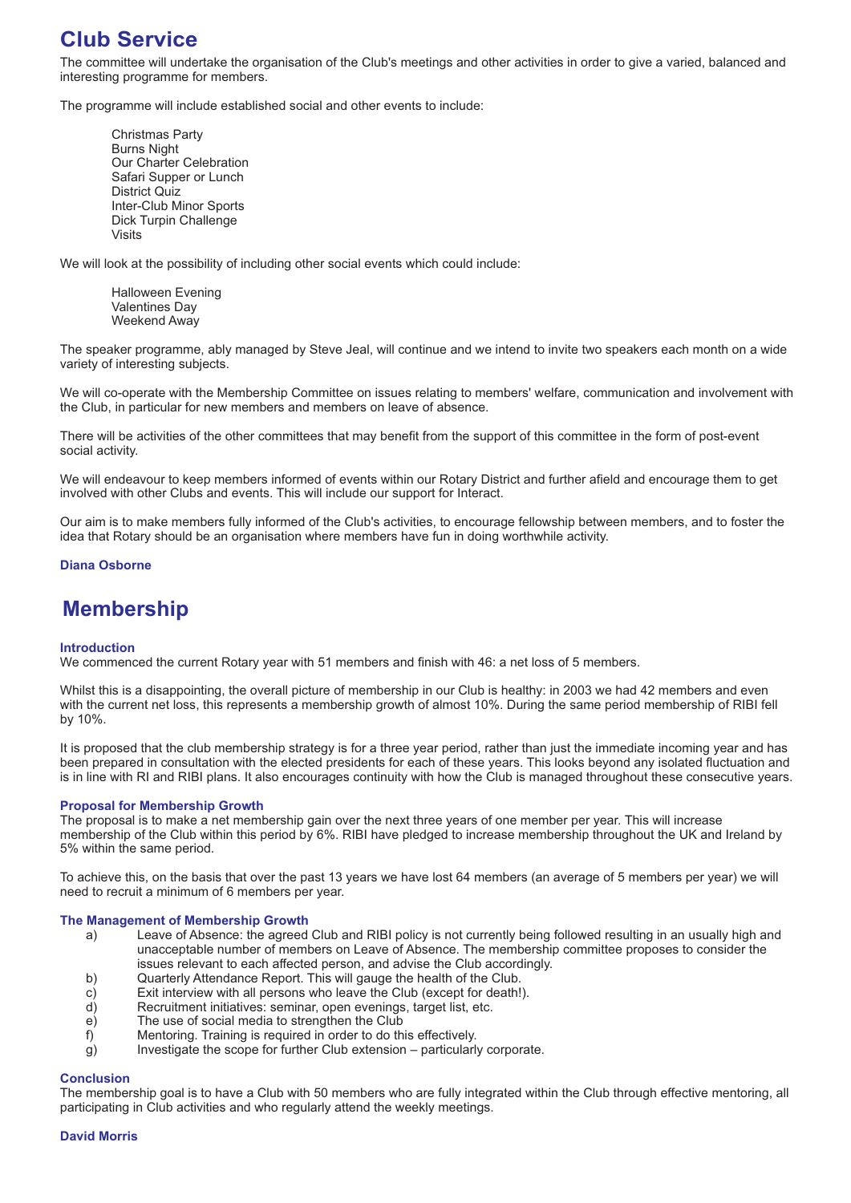## Club Service

The committee will undertake the organisation of the Club's meetings and other activities in order to give a varied, balanced and interesting programme for members.

The programme will include established social and other events to include:

Christmas Party
Burns Night
Our Charter Celebration
Safari Supper or Lunch
District Quiz
Inter-Club Minor Sports
Dick Turpin Challenge
Visits

We will look at the possibility of including other social events which could include:

Halloween Evening
Valentines Day
Weekend Away

The speaker programme, ably managed by Steve Jeal, will continue and we intend to invite two speakers each month on a wide variety of interesting subjects.

We will co-operate with the Membership Committee on issues relating to members' welfare, communication and involvement with the Club, in particular for new members and members on leave of absence.

There will be activities of the other committees that may benefit from the support of this committee in the form of post-event social activity.

We will endeavour to keep members informed of events within our Rotary District and further afield and encourage them to get involved with other Clubs and events. This will include our support for Interact.

Our aim is to make members fully informed of the Club's activities, to encourage fellowship between members, and to foster the idea that Rotary should be an organisation where members have fun in doing worthwhile activity.

**Diana Osborne**

## Membership

### Introduction

We commenced the current Rotary year with 51 members and finish with 46: a net loss of 5 members.

Whilst this is a disappointing, the overall picture of membership in our Club is healthy: in 2003 we had 42 members and even with the current net loss, this represents a membership growth of almost 10%. During the same period membership of RIBI fell by 10%.

It is proposed that the club membership strategy is for a three year period, rather than just the immediate incoming year and has been prepared in consultation with the elected presidents for each of these years. This looks beyond any isolated fluctuation and is in line with RI and RIBI plans. It also encourages continuity with how the Club is managed throughout these consecutive years.

### Proposal for Membership Growth

The proposal is to make a net membership gain over the next three years of one member per year. This will increase membership of the Club within this period by 6%. RIBI have pledged to increase membership throughout the UK and Ireland by 5% within the same period.

To achieve this, on the basis that over the past 13 years we have lost 64 members (an average of 5 members per year) we will need to recruit a minimum of 6 members per year.

### The Management of Membership Growth

a) Leave of Absence: the agreed Club and RIBI policy is not currently being followed resulting in an usually high and unacceptable number of members on Leave of Absence. The membership committee proposes to consider the issues relevant to each affected person, and advise the Club accordingly.
b) Quarterly Attendance Report. This will gauge the health of the Club.
c) Exit interview with all persons who leave the Club (except for death!).
d) Recruitment initiatives: seminar, open evenings, target list, etc.
e) The use of social media to strengthen the Club
f) Mentoring. Training is required in order to do this effectively.
g) Investigate the scope for further Club extension – particularly corporate.

### Conclusion

The membership goal is to have a Club with 50 members who are fully integrated within the Club through effective mentoring, all participating in Club activities and who regularly attend the weekly meetings.

**David Morris**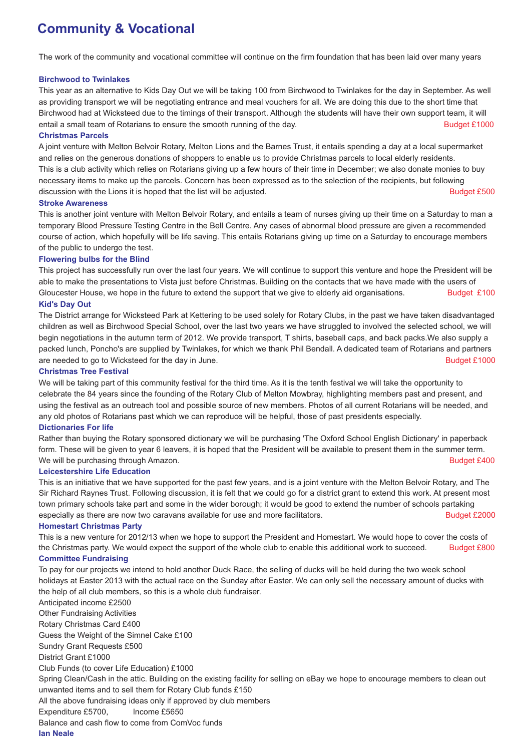# Community & Vocational

The work of the community and vocational committee will continue on the firm foundation that has been laid over many years

### Birchwood to Twinlakes

This year as an alternative to Kids Day Out we will be taking 100 from Birchwood to Twinlakes for the day in September. As well as providing transport we will be negotiating entrance and meal vouchers for all. We are doing this due to the short time that Birchwood had at Wicksteed due to the timings of their transport. Although the students will have their own support team, it will entail a small team of Rotarians to ensure the smooth running of the day. Budget £1000

### Christmas Parcels

A joint venture with Melton Belvoir Rotary, Melton Lions and the Barnes Trust, it entails spending a day at a local supermarket and relies on the generous donations of shoppers to enable us to provide Christmas parcels to local elderly residents.
This is a club activity which relies on Rotarians giving up a few hours of their time in December; we also donate monies to buy necessary items to make up the parcels. Concern has been expressed as to the selection of the recipients, but following discussion with the Lions it is hoped that the list will be adjusted. Budget £500

### Stroke Awareness

This is another joint venture with Melton Belvoir Rotary, and entails a team of nurses giving up their time on a Saturday to man a temporary Blood Pressure Testing Centre in the Bell Centre. Any cases of abnormal blood pressure are given a recommended course of action, which hopefully will be life saving. This entails Rotarians giving up time on a Saturday to encourage members of the public to undergo the test.

### Flowering bulbs for the Blind

This project has successfully run over the last four years. We will continue to support this venture and hope the President will be able to make the presentations to Vista just before Christmas. Building on the contacts that we have made with the users of Gloucester House, we hope in the future to extend the support that we give to elderly aid organisations. Budget £100

### Kid's Day Out

The District arrange for Wicksteed Park at Kettering to be used solely for Rotary Clubs, in the past we have taken disadvantaged children as well as Birchwood Special School, over the last two years we have struggled to involved the selected school, we will begin negotiations in the autumn term of 2012. We provide transport, T shirts, baseball caps, and back packs.We also supply a packed lunch, Poncho's are supplied by Twinlakes, for which we thank Phil Bendall. A dedicated team of Rotarians and partners are needed to go to Wicksteed for the day in June. Budget £1000

### Christmas Tree Festival

We will be taking part of this community festival for the third time. As it is the tenth festival we will take the opportunity to celebrate the 84 years since the founding of the Rotary Club of Melton Mowbray, highlighting members past and present, and using the festival as an outreach tool and possible source of new members. Photos of all current Rotarians will be needed, and any old photos of Rotarians past which we can reproduce will be helpful, those of past presidents especially.

### Dictionaries For life

Rather than buying the Rotary sponsored dictionary we will be purchasing 'The Oxford School English Dictionary' in paperback form. These will be given to year 6 leavers, it is hoped that the President will be available to present them in the summer term. We will be purchasing through Amazon. Budget £400

### Leicestershire Life Education

This is an initiative that we have supported for the past few years, and is a joint venture with the Melton Belvoir Rotary, and The Sir Richard Raynes Trust. Following discussion, it is felt that we could go for a district grant to extend this work. At present most town primary schools take part and some in the wider borough; it would be good to extend the number of schools partaking especially as there are now two caravans available for use and more facilitators. Budget £2000

### Homestart Christmas Party

This is a new venture for 2012/13 when we hope to support the President and Homestart. We would hope to cover the costs of the Christmas party. We would expect the support of the whole club to enable this additional work to succeed. Budget £800

### Committee Fundraising

To pay for our projects we intend to hold another Duck Race, the selling of ducks will be held during the two week school holidays at Easter 2013 with the actual race on the Sunday after Easter. We can only sell the necessary amount of ducks with the help of all club members, so this is a whole club fundraiser.
Anticipated income £2500
Other Fundraising Activities
Rotary Christmas Card £400
Guess the Weight of the Simnel Cake £100
Sundry Grant Requests £500
District Grant £1000
Club Funds (to cover Life Education) £1000
Spring Clean/Cash in the attic. Building on the existing facility for selling on eBay we hope to encourage members to clean out unwanted items and to sell them for Rotary Club funds £150
All the above fundraising ideas only if approved by club members
Expenditure £5700, Income £5650
Balance and cash flow to come from ComVoc funds

**Ian Neale**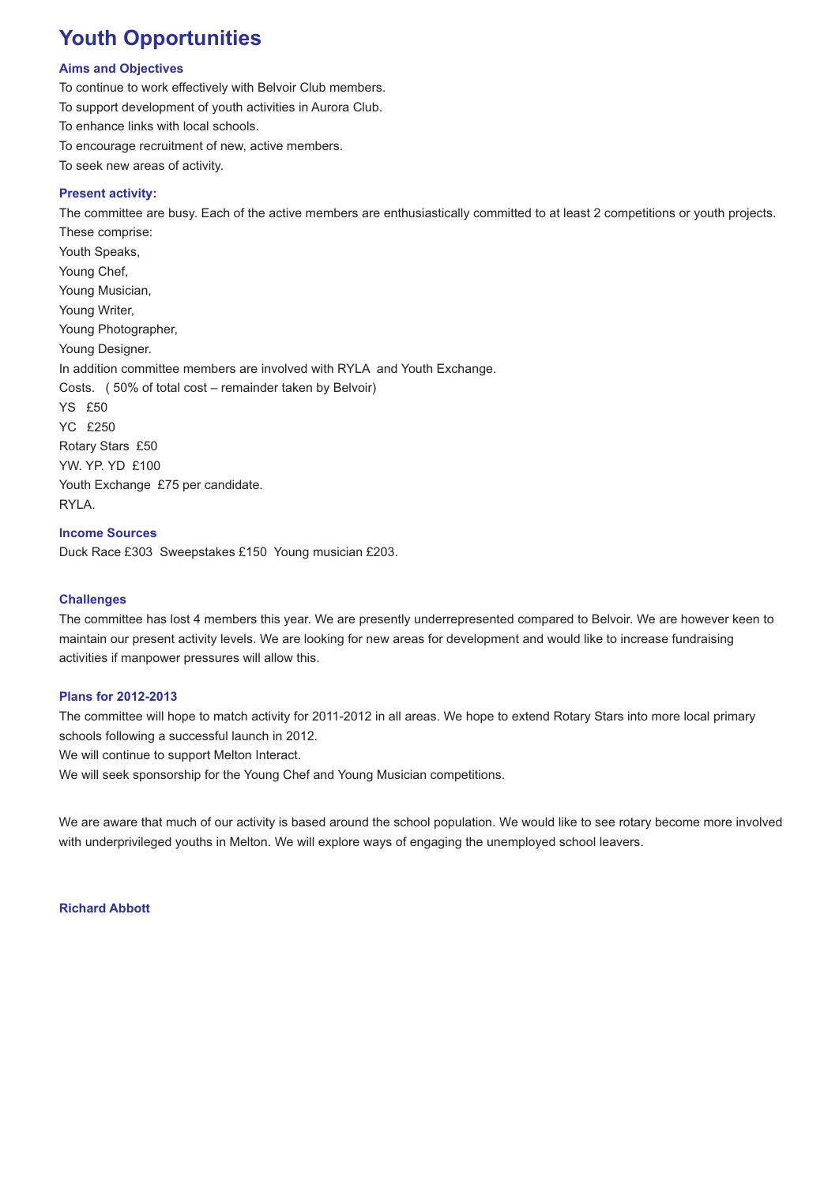# Youth Opportunities

### Aims and Objectives

To continue to work effectively with Belvoir Club members.
To support development of youth activities in Aurora Club.
To enhance links with local schools.
To encourage recruitment of new, active members.
To seek new areas of activity.

### Present activity:

The committee are busy. Each of the active members are enthusiastically committed to at least 2 competitions or youth projects.
These comprise:
Youth Speaks,
Young Chef,
Young Musician,
Young Writer,
Young Photographer,
Young Designer.
In addition committee members are involved with RYLA and Youth Exchange.
Costs. ( 50% of total cost – remainder taken by Belvoir)
YS £50
YC £250
Rotary Stars £50
YW. YP. YD £100
Youth Exchange £75 per candidate.
RYLA.

### Income Sources

Duck Race £303 Sweepstakes £150 Young musician £203.

### Challenges

The committee has lost 4 members this year. We are presently underrepresented compared to Belvoir. We are however keen to maintain our present activity levels. We are looking for new areas for development and would like to increase fundraising activities if manpower pressures will allow this.

### Plans for 2012-2013

The committee will hope to match activity for 2011-2012 in all areas. We hope to extend Rotary Stars into more local primary schools following a successful launch in 2012.
We will continue to support Melton Interact.
We will seek sponsorship for the Young Chef and Young Musician competitions.

We are aware that much of our activity is based around the school population. We would like to see rotary become more involved with underprivileged youths in Melton. We will explore ways of engaging the unemployed school leavers.

**Richard Abbott**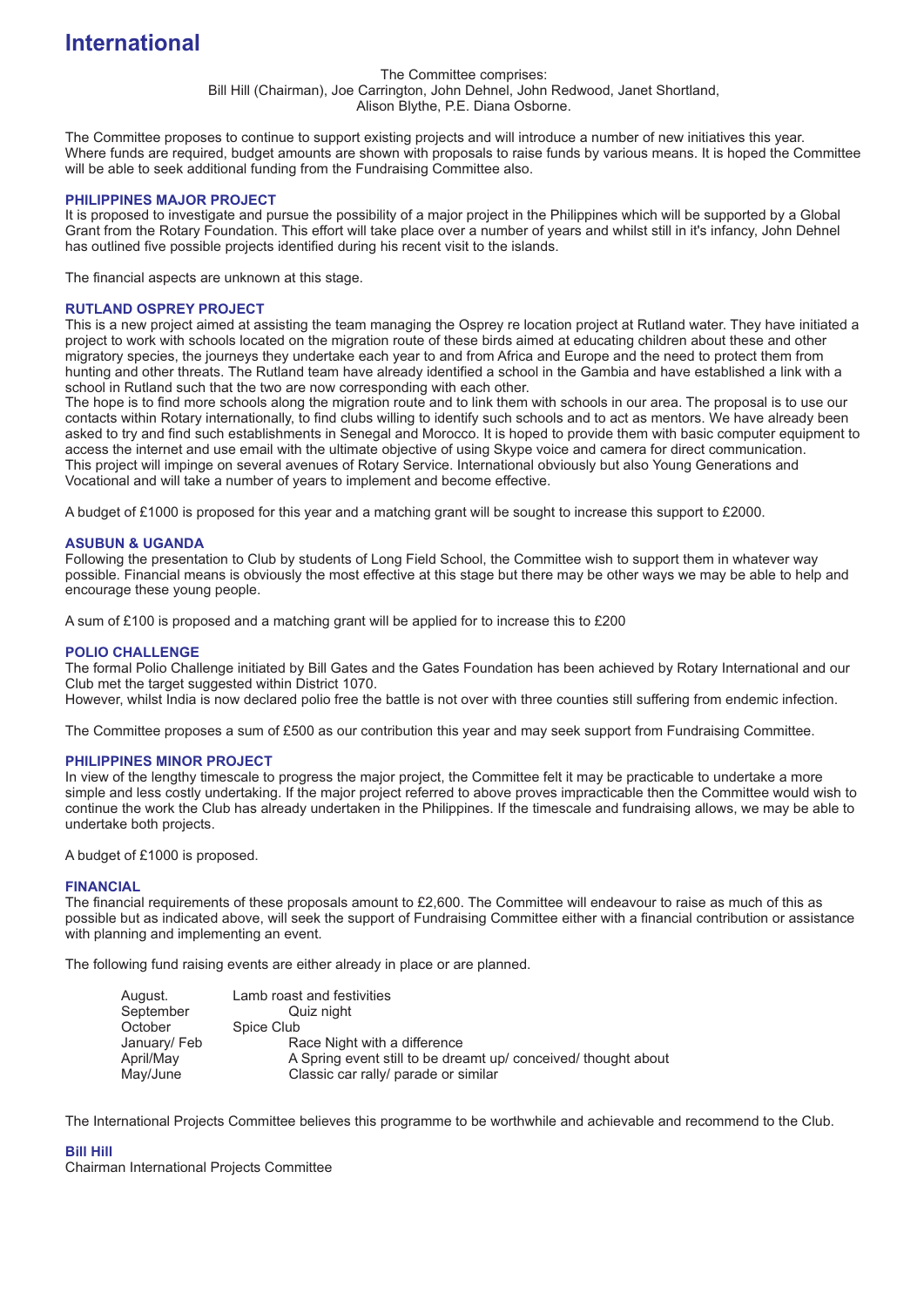# International

The Committee comprises:
Bill Hill (Chairman), Joe Carrington, John Dehnel, John Redwood, Janet Shortland, Alison Blythe, P.E. Diana Osborne.

The Committee proposes to continue to support existing projects and will introduce a number of new initiatives this year. Where funds are required, budget amounts are shown with proposals to raise funds by various means. It is hoped the Committee will be able to seek additional funding from the Fundraising Committee also.

### PHILIPPINES MAJOR PROJECT

It is proposed to investigate and pursue the possibility of a major project in the Philippines which will be supported by a Global Grant from the Rotary Foundation. This effort will take place over a number of years and whilst still in it's infancy, John Dehnel has outlined five possible projects identified during his recent visit to the islands.

The financial aspects are unknown at this stage.

### RUTLAND OSPREY PROJECT

This is a new project aimed at assisting the team managing the Osprey re location project at Rutland water. They have initiated a project to work with schools located on the migration route of these birds aimed at educating children about these and other migratory species, the journeys they undertake each year to and from Africa and Europe and the need to protect them from hunting and other threats. The Rutland team have already identified a school in the Gambia and have established a link with a school in Rutland such that the two are now corresponding with each other.

The hope is to find more schools along the migration route and to link them with schools in our area. The proposal is to use our contacts within Rotary internationally, to find clubs willing to identify such schools and to act as mentors. We have already been asked to try and find such establishments in Senegal and Morocco. It is hoped to provide them with basic computer equipment to access the internet and use email with the ultimate objective of using Skype voice and camera for direct communication.

This project will impinge on several avenues of Rotary Service. International obviously but also Young Generations and Vocational and will take a number of years to implement and become effective.

A budget of £1000 is proposed for this year and a matching grant will be sought to increase this support to £2000.

### ASUBUN & UGANDA

Following the presentation to Club by students of Long Field School, the Committee wish to support them in whatever way possible. Financial means is obviously the most effective at this stage but there may be other ways we may be able to help and encourage these young people.

A sum of £100 is proposed and a matching grant will be applied for to increase this to £200

### POLIO CHALLENGE

The formal Polio Challenge initiated by Bill Gates and the Gates Foundation has been achieved by Rotary International and our Club met the target suggested within District 1070.

However, whilst India is now declared polio free the battle is not over with three counties still suffering from endemic infection.

The Committee proposes a sum of £500 as our contribution this year and may seek support from Fundraising Committee.

### PHILIPPINES MINOR PROJECT

In view of the lengthy timescale to progress the major project, the Committee felt it may be practicable to undertake a more simple and less costly undertaking. If the major project referred to above proves impracticable then the Committee would wish to continue the work the Club has already undertaken in the Philippines. If the timescale and fundraising allows, we may be able to undertake both projects.

A budget of £1000 is proposed.

### FINANCIAL

The financial requirements of these proposals amount to £2,600. The Committee will endeavour to raise as much of this as possible but as indicated above, will seek the support of Fundraising Committee either with a financial contribution or assistance with planning and implementing an event.

The following fund raising events are either already in place or are planned.

| | |
|---|---|
| August. | Lamb roast and festivities |
| September | Quiz night |
| October | Spice Club |
| January/ Feb | Race Night with a difference |
| April/May | A Spring event still to be dreamt up/ conceived/ thought about |
| May/June | Classic car rally/ parade or similar |

The International Projects Committee believes this programme to be worthwhile and achievable and recommend to the Club.

**Bill Hill**
Chairman International Projects Committee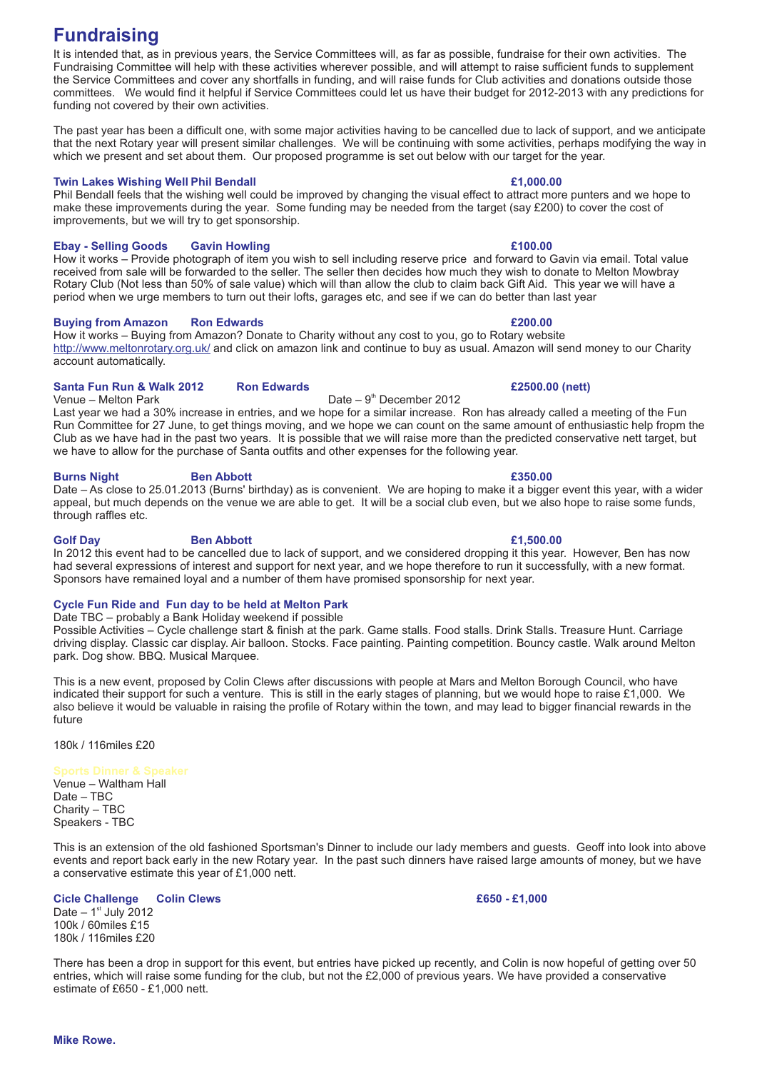# Fundraising

It is intended that, as in previous years, the Service Committees will, as far as possible, fundraise for their own activities. The Fundraising Committee will help with these activities wherever possible, and will attempt to raise sufficient funds to supplement the Service Committees and cover any shortfalls in funding, and will raise funds for Club activities and donations outside those committees. We would find it helpful if Service Committees could let us have their budget for 2012-2013 with any predictions for funding not covered by their own activities.

The past year has been a difficult one, with some major activities having to be cancelled due to lack of support, and we anticipate that the next Rotary year will present similar challenges. We will be continuing with some activities, perhaps modifying the way in which we present and set about them. Our proposed programme is set out below with our target for the year.

**Twin Lakes Wishing Well Phil Bendall £1,000.00**

Phil Bendall feels that the wishing well could be improved by changing the visual effect to attract more punters and we hope to make these improvements during the year. Some funding may be needed from the target (say £200) to cover the cost of improvements, but we will try to get sponsorship.

**Ebay - Selling Goods Gavin Howling £100.00**

How it works – Provide photograph of item you wish to sell including reserve price and forward to Gavin via email. Total value received from sale will be forwarded to the seller. The seller then decides how much they wish to donate to Melton Mowbray Rotary Club (Not less than 50% of sale value) which will than allow the club to claim back Gift Aid. This year we will have a period when we urge members to turn out their lofts, garages etc, and see if we can do better than last year

**Buying from Amazon Ron Edwards £200.00**

How it works – Buying from Amazon? Donate to Charity without any cost to you, go to Rotary website http://www.meltonrotary.org.uk/ and click on amazon link and continue to buy as usual. Amazon will send money to our Charity account automatically.

**Santa Fun Run & Walk 2012 Ron Edwards £2500.00 (nett)**

Venue – Melton Park Date – 9th December 2012

Last year we had a 30% increase in entries, and we hope for a similar increase. Ron has already called a meeting of the Fun Run Committee for 27 June, to get things moving, and we hope we can count on the same amount of enthusiastic help fropm the Club as we have had in the past two years. It is possible that we will raise more than the predicted conservative nett target, but we have to allow for the purchase of Santa outfits and other expenses for the following year.

**Burns Night Ben Abbott £350.00**

Date – As close to 25.01.2013 (Burns' birthday) as is convenient. We are hoping to make it a bigger event this year, with a wider appeal, but much depends on the venue we are able to get. It will be a social club even, but we also hope to raise some funds, through raffles etc.

**Golf Day Ben Abbott £1,500.00**

In 2012 this event had to be cancelled due to lack of support, and we considered dropping it this year. However, Ben has now had several expressions of interest and support for next year, and we hope therefore to run it successfully, with a new format. Sponsors have remained loyal and a number of them have promised sponsorship for next year.

**Cycle Fun Ride and Fun day to be held at Melton Park**

Date TBC – probably a Bank Holiday weekend if possible

Possible Activities – Cycle challenge start & finish at the park. Game stalls. Food stalls. Drink Stalls. Treasure Hunt. Carriage driving display. Classic car display. Air balloon. Stocks. Face painting. Painting competition. Bouncy castle. Walk around Melton park. Dog show. BBQ. Musical Marquee.

This is a new event, proposed by Colin Clews after discussions with people at Mars and Melton Borough Council, who have indicated their support for such a venture. This is still in the early stages of planning, but we would hope to raise £1,000. We also believe it would be valuable in raising the profile of Rotary within the town, and may lead to bigger financial rewards in the future

180k / 116miles £20

**Sports Dinner & Speaker**

Venue – Waltham Hall
Date – TBC
Charity – TBC
Speakers - TBC

This is an extension of the old fashioned Sportsman's Dinner to include our lady members and guests. Geoff into look into above events and report back early in the new Rotary year. In the past such dinners have raised large amounts of money, but we have a conservative estimate this year of £1,000 nett.

**Cicle Challenge Colin Clews £650 - £1,000**

Date – 1st July 2012
100k / 60miles £15
180k / 116miles £20

There has been a drop in support for this event, but entries have picked up recently, and Colin is now hopeful of getting over 50 entries, which will raise some funding for the club, but not the £2,000 of previous years. We have provided a conservative estimate of £650 - £1,000 nett.

**Mike Rowe.**